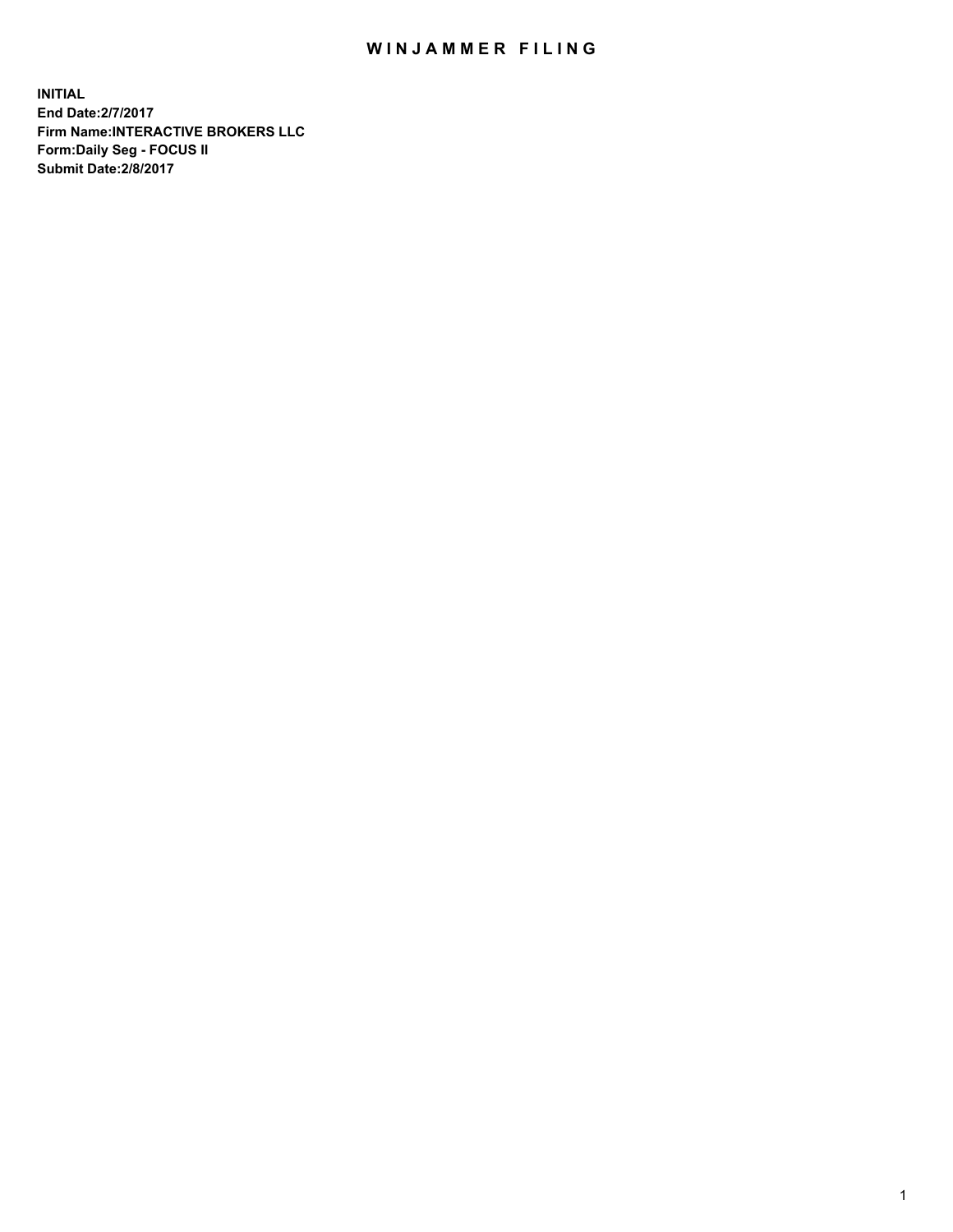# WINJAMMER FILING

**INITIAL**
**End Date:2/7/2017**
**Firm Name:INTERACTIVE BROKERS LLC**
**Form:Daily Seg - FOCUS II**
**Submit Date:2/8/2017**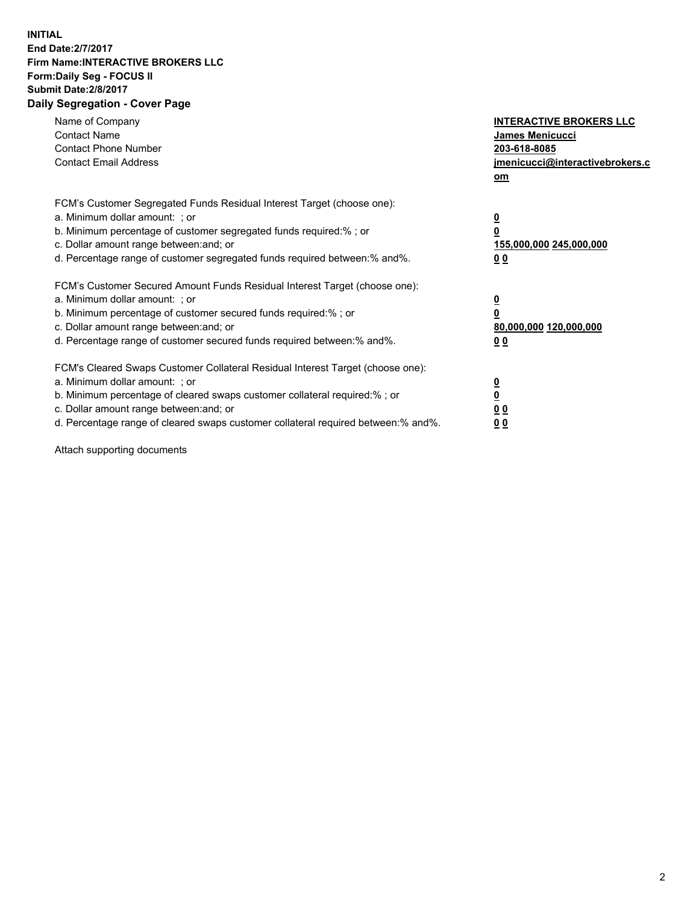**INITIAL**
**End Date:2/7/2017**
**Firm Name:INTERACTIVE BROKERS LLC**
**Form:Daily Seg - FOCUS II**
**Submit Date:2/8/2017**

## Daily Segregation - Cover Page

| | |
|---|---|
| Name of Company | **INTERACTIVE BROKERS LLC** |
| Contact Name | **James Menicucci** |
| Contact Phone Number | **203-618-8085** |
| Contact Email Address | **jmenicucci@interactivebrokers.com** |

| FCM's Customer Segregated Funds Residual Interest Target (choose one): | |
|---|---|
| a. Minimum dollar amount: ; or | **0** |
| b. Minimum percentage of customer segregated funds required:% ; or | **0** |
| c. Dollar amount range between:and; or | **155,000,000 245,000,000** |
| d. Percentage range of customer segregated funds required between:% and%. | **0 0** |

| FCM's Customer Secured Amount Funds Residual Interest Target (choose one): | |
|---|---|
| a. Minimum dollar amount: ; or | **0** |
| b. Minimum percentage of customer secured funds required:% ; or | **0** |
| c. Dollar amount range between:and; or | **80,000,000 120,000,000** |
| d. Percentage range of customer secured funds required between:% and%. | **0 0** |

| FCM's Cleared Swaps Customer Collateral Residual Interest Target (choose one): | |
|---|---|
| a. Minimum dollar amount: ; or | **0** |
| b. Minimum percentage of cleared swaps customer collateral required:% ; or | **0** |
| c. Dollar amount range between:and; or | **0 0** |
| d. Percentage range of cleared swaps customer collateral required between:% and%. | **0 0** |

Attach supporting documents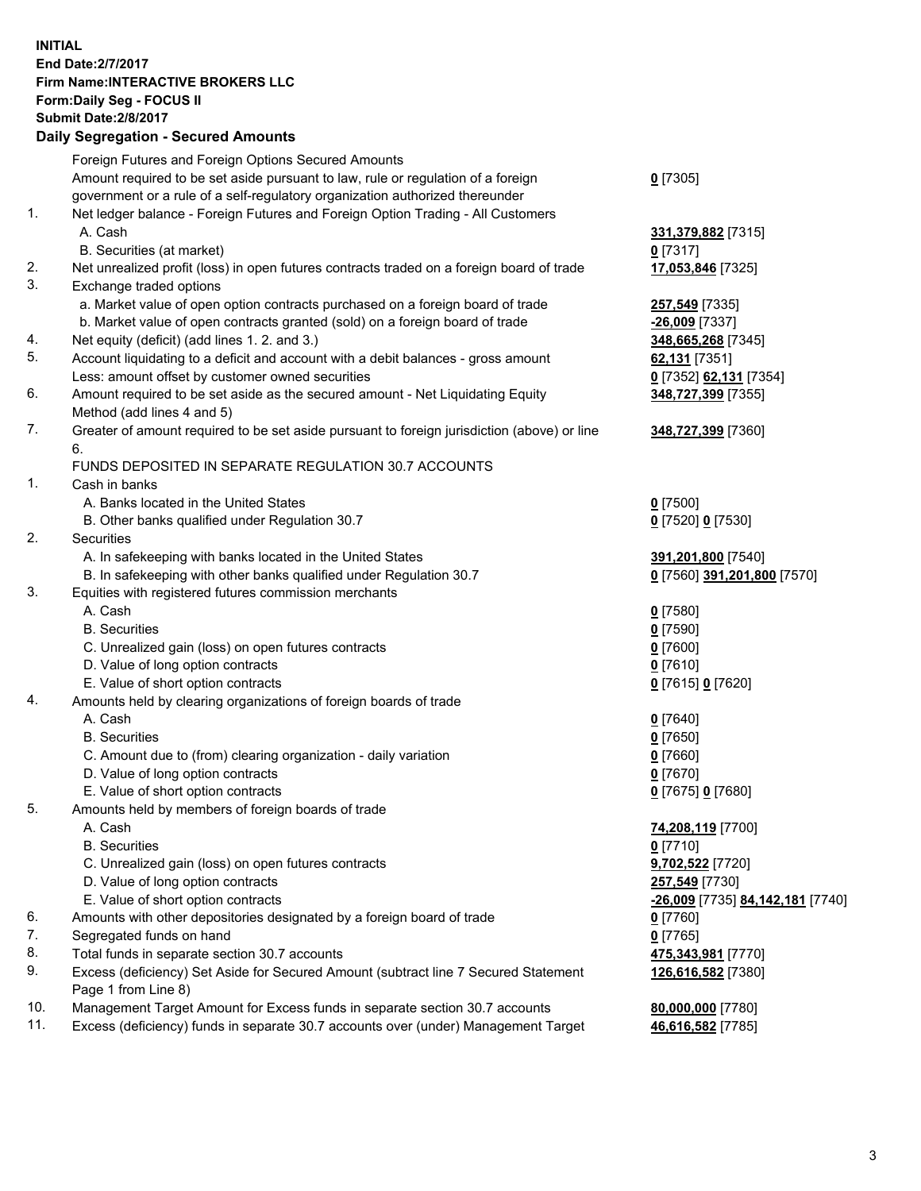**INITIAL**
**End Date:2/7/2017**
**Firm Name:INTERACTIVE BROKERS LLC**
**Form:Daily Seg - FOCUS II**
**Submit Date:2/8/2017**

## Daily Segregation - Secured Amounts

| | | |
|---|---|---|
| | Foreign Futures and Foreign Options Secured Amounts | |
| | Amount required to be set aside pursuant to law, rule or regulation of a foreign government or a rule of a self-regulatory organization authorized thereunder | **0** [7305] |
| 1. | Net ledger balance - Foreign Futures and Foreign Option Trading - All Customers | |
| | A. Cash | **331,379,882** [7315] |
| | B. Securities (at market) | **0** [7317] |
| 2. | Net unrealized profit (loss) in open futures contracts traded on a foreign board of trade | **17,053,846** [7325] |
| 3. | Exchange traded options | |
| | a. Market value of open option contracts purchased on a foreign board of trade | **257,549** [7335] |
| | b. Market value of open contracts granted (sold) on a foreign board of trade | **-26,009** [7337] |
| 4. | Net equity (deficit) (add lines 1. 2. and 3.) | **348,665,268** [7345] |
| 5. | Account liquidating to a deficit and account with a debit balances - gross amount | **62,131** [7351] |
| | Less: amount offset by customer owned securities | **0** [7352] **62,131** [7354] |
| 6. | Amount required to be set aside as the secured amount - Net Liquidating Equity Method (add lines 4 and 5) | **348,727,399** [7355] |
| 7. | Greater of amount required to be set aside pursuant to foreign jurisdiction (above) or line 6. | **348,727,399** [7360] |
| | FUNDS DEPOSITED IN SEPARATE REGULATION 30.7 ACCOUNTS | |
| 1. | Cash in banks | |
| | A. Banks located in the United States | **0** [7500] |
| | B. Other banks qualified under Regulation 30.7 | **0** [7520] **0** [7530] |
| 2. | Securities | |
| | A. In safekeeping with banks located in the United States | **391,201,800** [7540] |
| | B. In safekeeping with other banks qualified under Regulation 30.7 | **0** [7560] **391,201,800** [7570] |
| 3. | Equities with registered futures commission merchants | |
| | A. Cash | **0** [7580] |
| | B. Securities | **0** [7590] |
| | C. Unrealized gain (loss) on open futures contracts | **0** [7600] |
| | D. Value of long option contracts | **0** [7610] |
| | E. Value of short option contracts | **0** [7615] **0** [7620] |
| 4. | Amounts held by clearing organizations of foreign boards of trade | |
| | A. Cash | **0** [7640] |
| | B. Securities | **0** [7650] |
| | C. Amount due to (from) clearing organization - daily variation | **0** [7660] |
| | D. Value of long option contracts | **0** [7670] |
| | E. Value of short option contracts | **0** [7675] **0** [7680] |
| 5. | Amounts held by members of foreign boards of trade | |
| | A. Cash | **74,208,119** [7700] |
| | B. Securities | **0** [7710] |
| | C. Unrealized gain (loss) on open futures contracts | **9,702,522** [7720] |
| | D. Value of long option contracts | **257,549** [7730] |
| | E. Value of short option contracts | **-26,009** [7735] **84,142,181** [7740] |
| 6. | Amounts with other depositories designated by a foreign board of trade | **0** [7760] |
| 7. | Segregated funds on hand | **0** [7765] |
| 8. | Total funds in separate section 30.7 accounts | **475,343,981** [7770] |
| 9. | Excess (deficiency) Set Aside for Secured Amount (subtract line 7 Secured Statement Page 1 from Line 8) | **126,616,582** [7380] |
| 10. | Management Target Amount for Excess funds in separate section 30.7 accounts | **80,000,000** [7780] |
| 11. | Excess (deficiency) funds in separate 30.7 accounts over (under) Management Target | **46,616,582** [7785] |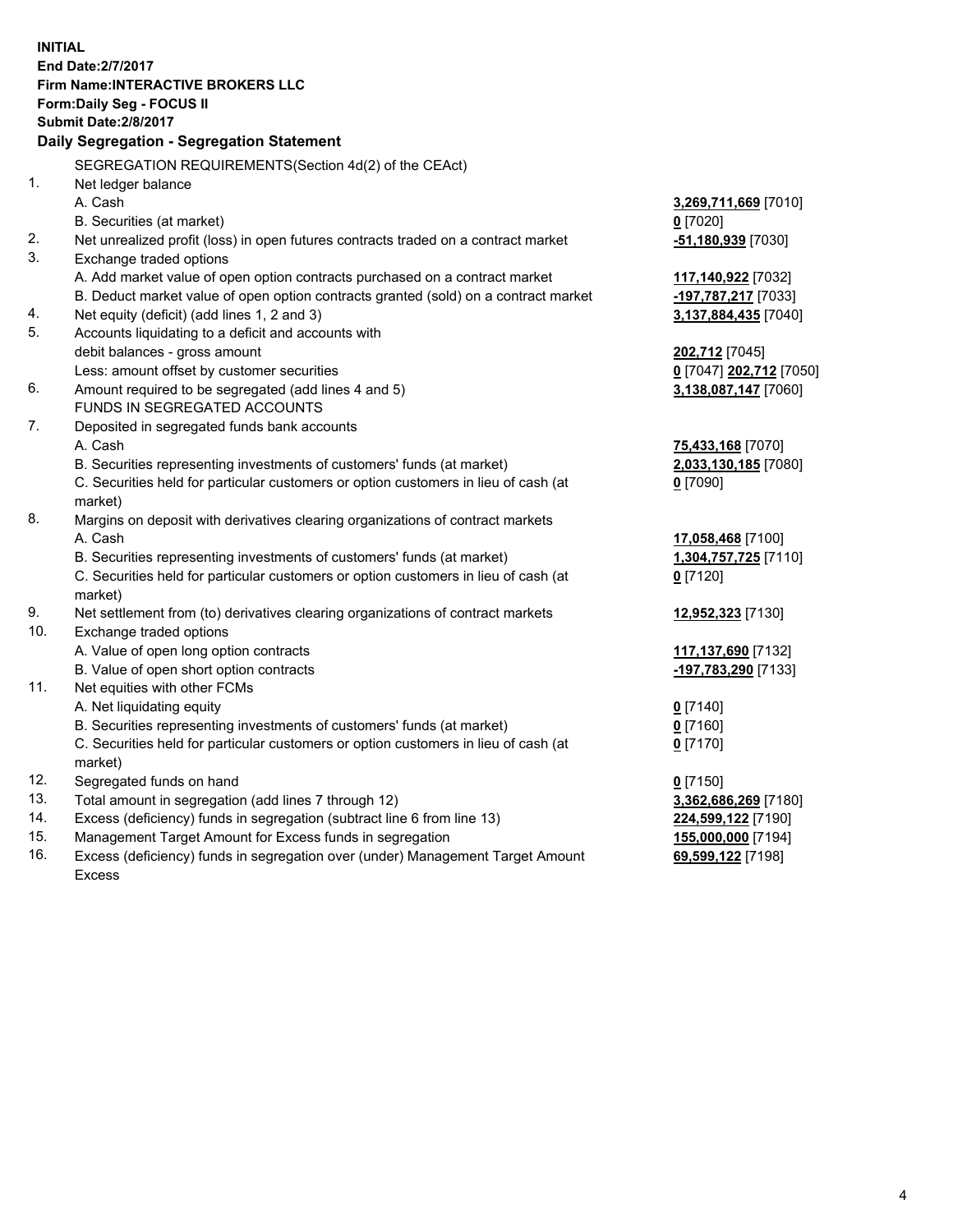**INITIAL**
**End Date:2/7/2017**
**Firm Name:INTERACTIVE BROKERS LLC**
**Form:Daily Seg - FOCUS II**
**Submit Date:2/8/2017**

**Daily Segregation - Segregation Statement**

| | | |
|---|---|---|
| | SEGREGATION REQUIREMENTS(Section 4d(2) of the CEAct) | |
| 1. | Net ledger balance | |
| | A. Cash | **3,269,711,669** [7010] |
| | B. Securities (at market) | **0** [7020] |
| 2. | Net unrealized profit (loss) in open futures contracts traded on a contract market | **-51,180,939** [7030] |
| 3. | Exchange traded options | |
| | A. Add market value of open option contracts purchased on a contract market | **117,140,922** [7032] |
| | B. Deduct market value of open option contracts granted (sold) on a contract market | **-197,787,217** [7033] |
| 4. | Net equity (deficit) (add lines 1, 2 and 3) | **3,137,884,435** [7040] |
| 5. | Accounts liquidating to a deficit and accounts with debit balances - gross amount | **202,712** [7045] |
| | Less: amount offset by customer securities | **0** [7047] **202,712** [7050] |
| 6. | Amount required to be segregated (add lines 4 and 5) | **3,138,087,147** [7060] |
| | FUNDS IN SEGREGATED ACCOUNTS | |
| 7. | Deposited in segregated funds bank accounts | |
| | A. Cash | **75,433,168** [7070] |
| | B. Securities representing investments of customers' funds (at market) | **2,033,130,185** [7080] |
| | C. Securities held for particular customers or option customers in lieu of cash (at market) | **0** [7090] |
| 8. | Margins on deposit with derivatives clearing organizations of contract markets | |
| | A. Cash | **17,058,468** [7100] |
| | B. Securities representing investments of customers' funds (at market) | **1,304,757,725** [7110] |
| | C. Securities held for particular customers or option customers in lieu of cash (at market) | **0** [7120] |
| 9. | Net settlement from (to) derivatives clearing organizations of contract markets | **12,952,323** [7130] |
| 10. | Exchange traded options | |
| | A. Value of open long option contracts | **117,137,690** [7132] |
| | B. Value of open short option contracts | **-197,783,290** [7133] |
| 11. | Net equities with other FCMs | |
| | A. Net liquidating equity | **0** [7140] |
| | B. Securities representing investments of customers' funds (at market) | **0** [7160] |
| | C. Securities held for particular customers or option customers in lieu of cash (at market) | **0** [7170] |
| 12. | Segregated funds on hand | **0** [7150] |
| 13. | Total amount in segregation (add lines 7 through 12) | **3,362,686,269** [7180] |
| 14. | Excess (deficiency) funds in segregation (subtract line 6 from line 13) | **224,599,122** [7190] |
| 15. | Management Target Amount for Excess funds in segregation | **155,000,000** [7194] |
| 16. | Excess (deficiency) funds in segregation over (under) Management Target Amount Excess | **69,599,122** [7198] |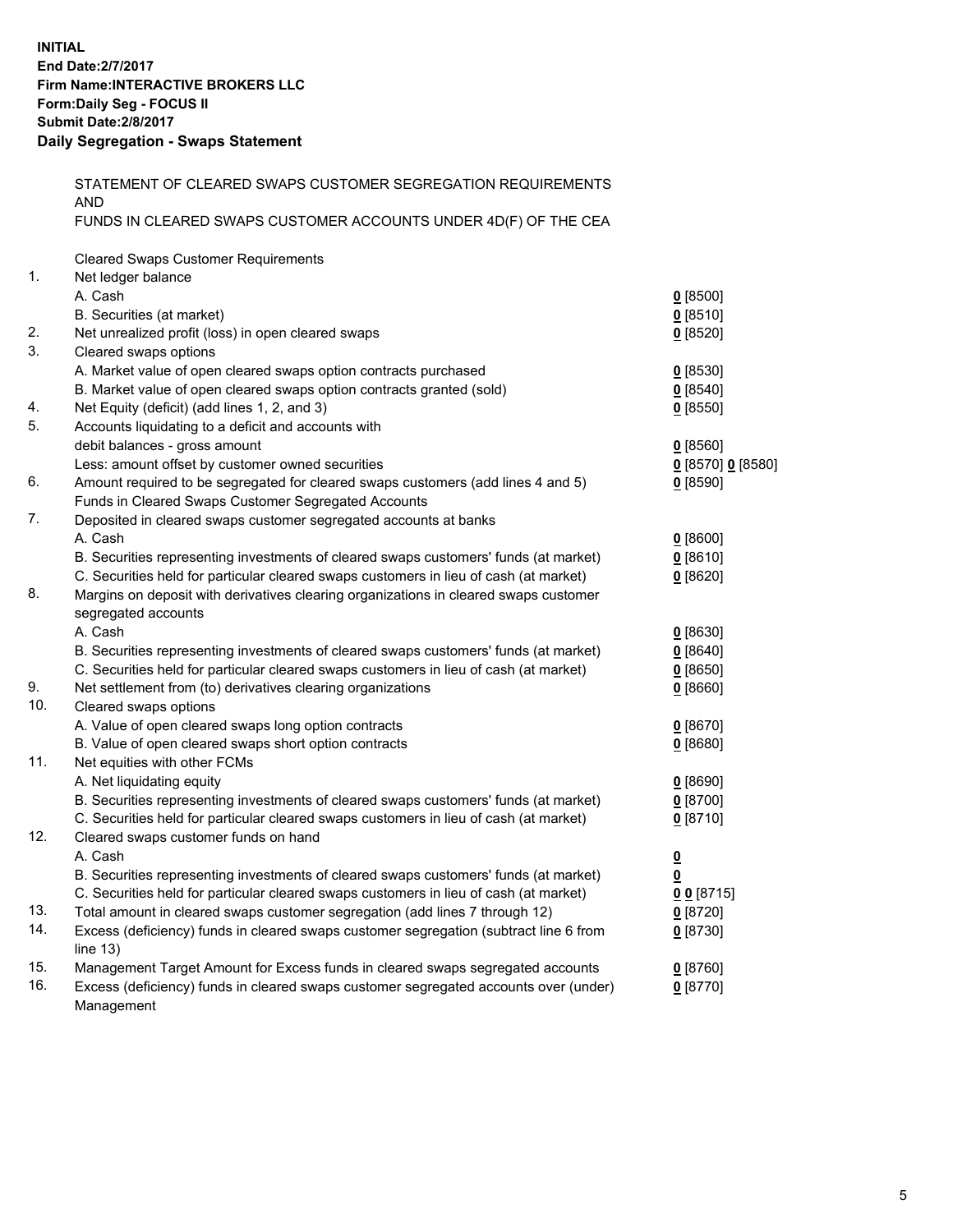**INITIAL**
**End Date:2/7/2017**
**Firm Name:INTERACTIVE BROKERS LLC**
**Form:Daily Seg - FOCUS II**
**Submit Date:2/8/2017**
**Daily Segregation - Swaps Statement**

STATEMENT OF CLEARED SWAPS CUSTOMER SEGREGATION REQUIREMENTS AND FUNDS IN CLEARED SWAPS CUSTOMER ACCOUNTS UNDER 4D(F) OF THE CEA

| | | |
|---|---|---|
| | Cleared Swaps Customer Requirements | |
| 1. | Net ledger balance | |
| | A. Cash | **0** [8500] |
| | B. Securities (at market) | **0** [8510] |
| 2. | Net unrealized profit (loss) in open cleared swaps | **0** [8520] |
| 3. | Cleared swaps options | |
| | A. Market value of open cleared swaps option contracts purchased | **0** [8530] |
| | B. Market value of open cleared swaps option contracts granted (sold) | **0** [8540] |
| 4. | Net Equity (deficit) (add lines 1, 2, and 3) | **0** [8550] |
| 5. | Accounts liquidating to a deficit and accounts with debit balances - gross amount | **0** [8560] |
| | Less: amount offset by customer owned securities | **0** [8570] **0** [8580] |
| 6. | Amount required to be segregated for cleared swaps customers (add lines 4 and 5) | **0** [8590] |
| | Funds in Cleared Swaps Customer Segregated Accounts | |
| 7. | Deposited in cleared swaps customer segregated accounts at banks | |
| | A. Cash | **0** [8600] |
| | B. Securities representing investments of cleared swaps customers' funds (at market) | **0** [8610] |
| | C. Securities held for particular cleared swaps customers in lieu of cash (at market) | **0** [8620] |
| 8. | Margins on deposit with derivatives clearing organizations in cleared swaps customer segregated accounts | |
| | A. Cash | **0** [8630] |
| | B. Securities representing investments of cleared swaps customers' funds (at market) | **0** [8640] |
| | C. Securities held for particular cleared swaps customers in lieu of cash (at market) | **0** [8650] |
| 9. | Net settlement from (to) derivatives clearing organizations | **0** [8660] |
| 10. | Cleared swaps options | |
| | A. Value of open cleared swaps long option contracts | **0** [8670] |
| | B. Value of open cleared swaps short option contracts | **0** [8680] |
| 11. | Net equities with other FCMs | |
| | A. Net liquidating equity | **0** [8690] |
| | B. Securities representing investments of cleared swaps customers' funds (at market) | **0** [8700] |
| | C. Securities held for particular cleared swaps customers in lieu of cash (at market) | **0** [8710] |
| 12. | Cleared swaps customer funds on hand | |
| | A. Cash | **0** |
| | B. Securities representing investments of cleared swaps customers' funds (at market) | **0** |
| | C. Securities held for particular cleared swaps customers in lieu of cash (at market) | **0** **0** [8715] |
| 13. | Total amount in cleared swaps customer segregation (add lines 7 through 12) | **0** [8720] |
| 14. | Excess (deficiency) funds in cleared swaps customer segregation (subtract line 6 from line 13) | **0** [8730] |
| 15. | Management Target Amount for Excess funds in cleared swaps segregated accounts | **0** [8760] |
| 16. | Excess (deficiency) funds in cleared swaps customer segregated accounts over (under) Management | **0** [8770] |